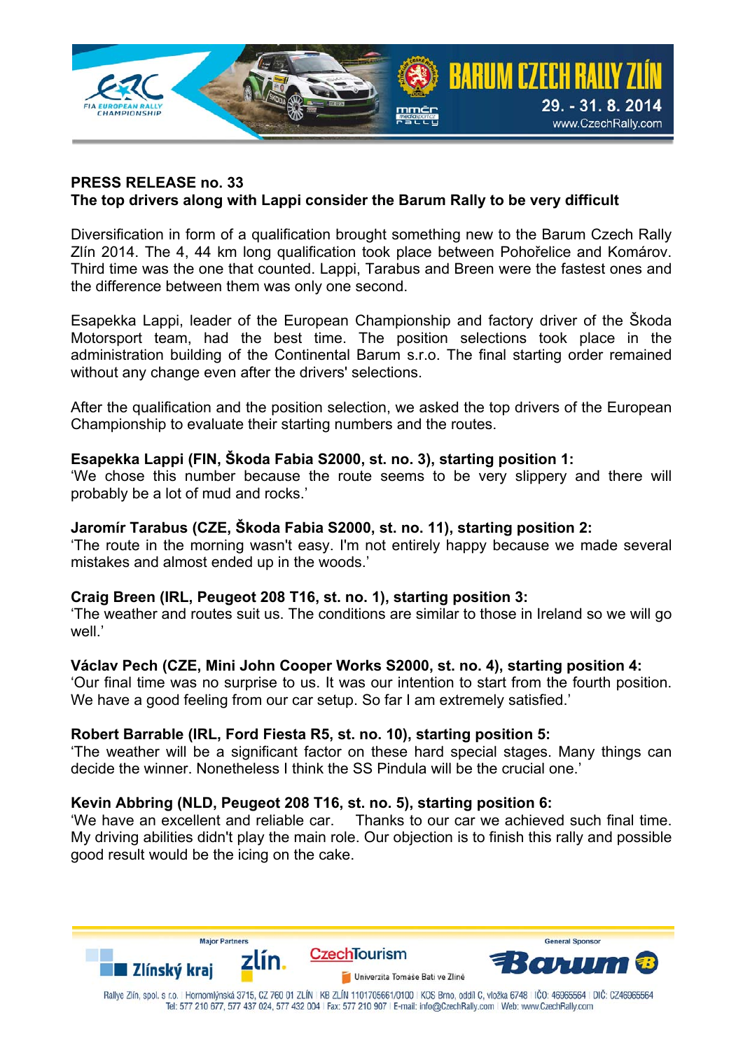**PRESS RELEASE no. 33**

**The top drivers along with Lappi consider the Barum Rally to be very difficult**

Diversification in form of a qualification brought something new to the Barum Czech Rally Zlín 2014. The 4, 44 km long qualification took place between Pohořelice and Komárov. Third time was the one that counted. Lappi, Tarabus and Breen were the fastest ones and the difference between them was only one second.

Esapekka Lappi, leader of the European Championship and factory driver of the Škoda Motorsport team, had the best time. The position selections took place in the administration building of the Continental Barum s.r.o. The final starting order remained without any change even after the drivers' selections.

After the qualification and the position selection, we asked the top drivers of the European Championship to evaluate their starting numbers and the routes.

**Esapekka Lappi (FIN, Škoda Fabia S2000, st. no. 3), starting position 1:**
'We chose this number because the route seems to be very slippery and there will probably be a lot of mud and rocks.'

**Jaromír Tarabus (CZE, Škoda Fabia S2000, st. no. 11), starting position 2:**
'The route in the morning wasn't easy. I'm not entirely happy because we made several mistakes and almost ended up in the woods.'

**Craig Breen (IRL, Peugeot 208 T16, st. no. 1), starting position 3:**
'The weather and routes suit us. The conditions are similar to those in Ireland so we will go well.'

**Václav Pech (CZE, Mini John Cooper Works S2000, st. no. 4), starting position 4:**
'Our final time was no surprise to us. It was our intention to start from the fourth position. We have a good feeling from our car setup. So far I am extremely satisfied.'

**Robert Barrable (IRL, Ford Fiesta R5, st. no. 10), starting position 5:**
'The weather will be a significant factor on these hard special stages. Many things can decide the winner. Nonetheless I think the SS Pindula will be the crucial one.'

**Kevin Abbring (NLD, Peugeot 208 T16, st. no. 5), starting position 6:**
'We have an excellent and reliable car. Thanks to our car we achieved such final time. My driving abilities didn't play the main role. Our objection is to finish this rally and possible good result would be the icing on the cake.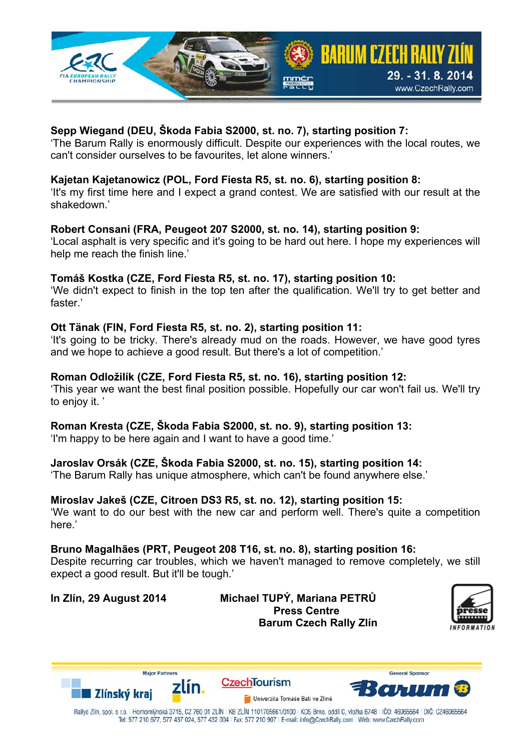**Sepp Wiegand (DEU, Škoda Fabia S2000, st. no. 7), starting position 7:**
'The Barum Rally is enormously difficult. Despite our experiences with the local routes, we can't consider ourselves to be favourites, let alone winners.'

**Kajetan Kajetanowicz (POL, Ford Fiesta R5, st. no. 6), starting position 8:**
'It's my first time here and I expect a grand contest. We are satisfied with our result at the shakedown.'

**Robert Consani (FRA, Peugeot 207 S2000, st. no. 14), starting position 9:**
'Local asphalt is very specific and it's going to be hard out here. I hope my experiences will help me reach the finish line.'

**Tomáš Kostka (CZE, Ford Fiesta R5, st. no. 17), starting position 10:**
'We didn't expect to finish in the top ten after the qualification. We'll try to get better and faster.'

**Ott Tänak (FIN, Ford Fiesta R5, st. no. 2), starting position 11:**
'It's going to be tricky. There's already mud on the roads. However, we have good tyres and we hope to achieve a good result. But there's a lot of competition.'

**Roman Odložilík (CZE, Ford Fiesta R5, st. no. 16), starting position 12:**
'This year we want the best final position possible. Hopefully our car won't fail us. We'll try to enjoy it. '

**Roman Kresta (CZE, Škoda Fabia S2000, st. no. 9), starting position 13:**
'I'm happy to be here again and I want to have a good time.'

**Jaroslav Orsák (CZE, Škoda Fabia S2000, st. no. 15), starting position 14:**
'The Barum Rally has unique atmosphere, which can't be found anywhere else.'

**Miroslav Jakeš (CZE, Citroen DS3 R5, st. no. 12), starting position 15:**
'We want to do our best with the new car and perform well. There's quite a competition here.'

**Bruno Magalhães (PRT, Peugeot 208 T16, st. no. 8), starting position 16:**
Despite recurring car troubles, which we haven't managed to remove completely, we still expect a good result. But it'll be tough.'

**In Zlín, 29 August 2014**

**Michael TUPÝ, Mariana PETRŮ**
**Press Centre**
**Barum Czech Rally Zlín**